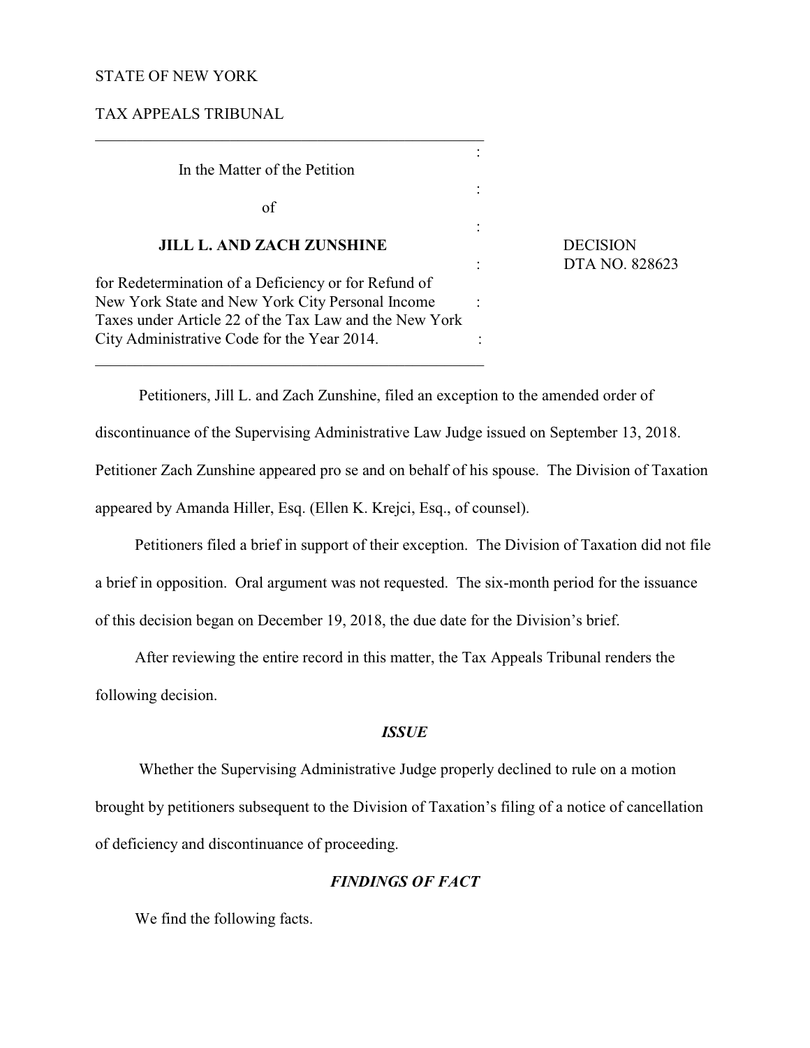STATE OF NEW YORK

TAX APPEALS TRIBUNAL

---

In the Matter of the Petition

of

**JILL L. AND ZACH ZUNSHINE**

for Redetermination of a Deficiency or for Refund of New York State and New York City Personal Income Taxes under Article 22 of the Tax Law and the New York City Administrative Code for the Year 2014.

DECISION
DTA NO. 828623

---

Petitioners, Jill L. and Zach Zunshine, filed an exception to the amended order of discontinuance of the Supervising Administrative Law Judge issued on September 13, 2018. Petitioner Zach Zunshine appeared pro se and on behalf of his spouse. The Division of Taxation appeared by Amanda Hiller, Esq. (Ellen K. Krejci, Esq., of counsel).

Petitioners filed a brief in support of their exception. The Division of Taxation did not file a brief in opposition. Oral argument was not requested. The six-month period for the issuance of this decision began on December 19, 2018, the due date for the Division's brief.

After reviewing the entire record in this matter, the Tax Appeals Tribunal renders the following decision.

### *ISSUE*

Whether the Supervising Administrative Judge properly declined to rule on a motion brought by petitioners subsequent to the Division of Taxation's filing of a notice of cancellation of deficiency and discontinuance of proceeding.

### *FINDINGS OF FACT*

We find the following facts.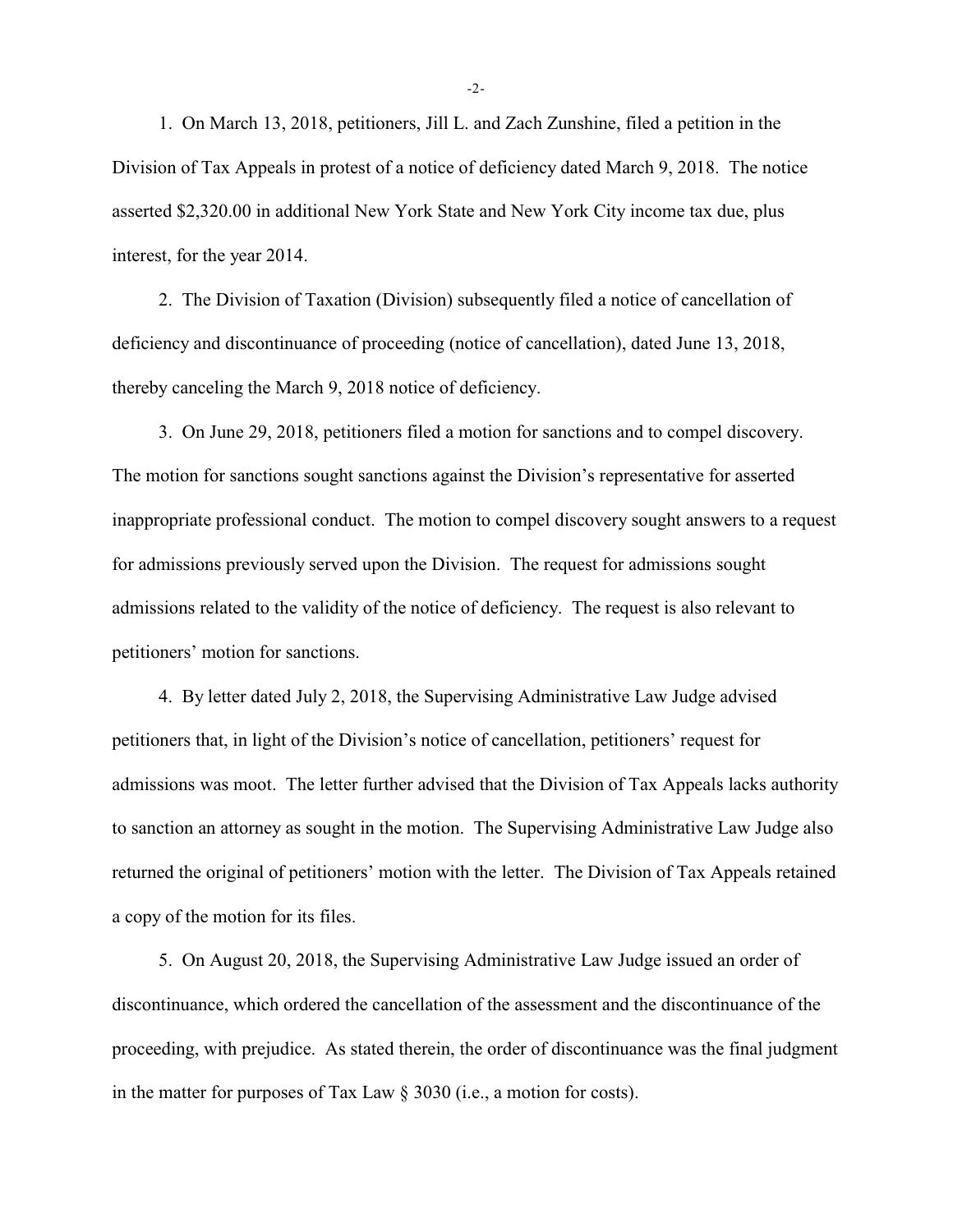1. On March 13, 2018, petitioners, Jill L. and Zach Zunshine, filed a petition in the Division of Tax Appeals in protest of a notice of deficiency dated March 9, 2018. The notice asserted $2,320.00 in additional New York State and New York City income tax due, plus interest, for the year 2014.

2. The Division of Taxation (Division) subsequently filed a notice of cancellation of deficiency and discontinuance of proceeding (notice of cancellation), dated June 13, 2018, thereby canceling the March 9, 2018 notice of deficiency.

3. On June 29, 2018, petitioners filed a motion for sanctions and to compel discovery. The motion for sanctions sought sanctions against the Division's representative for asserted inappropriate professional conduct. The motion to compel discovery sought answers to a request for admissions previously served upon the Division. The request for admissions sought admissions related to the validity of the notice of deficiency. The request is also relevant to petitioners' motion for sanctions.

4. By letter dated July 2, 2018, the Supervising Administrative Law Judge advised petitioners that, in light of the Division's notice of cancellation, petitioners' request for admissions was moot. The letter further advised that the Division of Tax Appeals lacks authority to sanction an attorney as sought in the motion. The Supervising Administrative Law Judge also returned the original of petitioners' motion with the letter. The Division of Tax Appeals retained a copy of the motion for its files.

5. On August 20, 2018, the Supervising Administrative Law Judge issued an order of discontinuance, which ordered the cancellation of the assessment and the discontinuance of the proceeding, with prejudice. As stated therein, the order of discontinuance was the final judgment in the matter for purposes of Tax Law § 3030 (i.e., a motion for costs).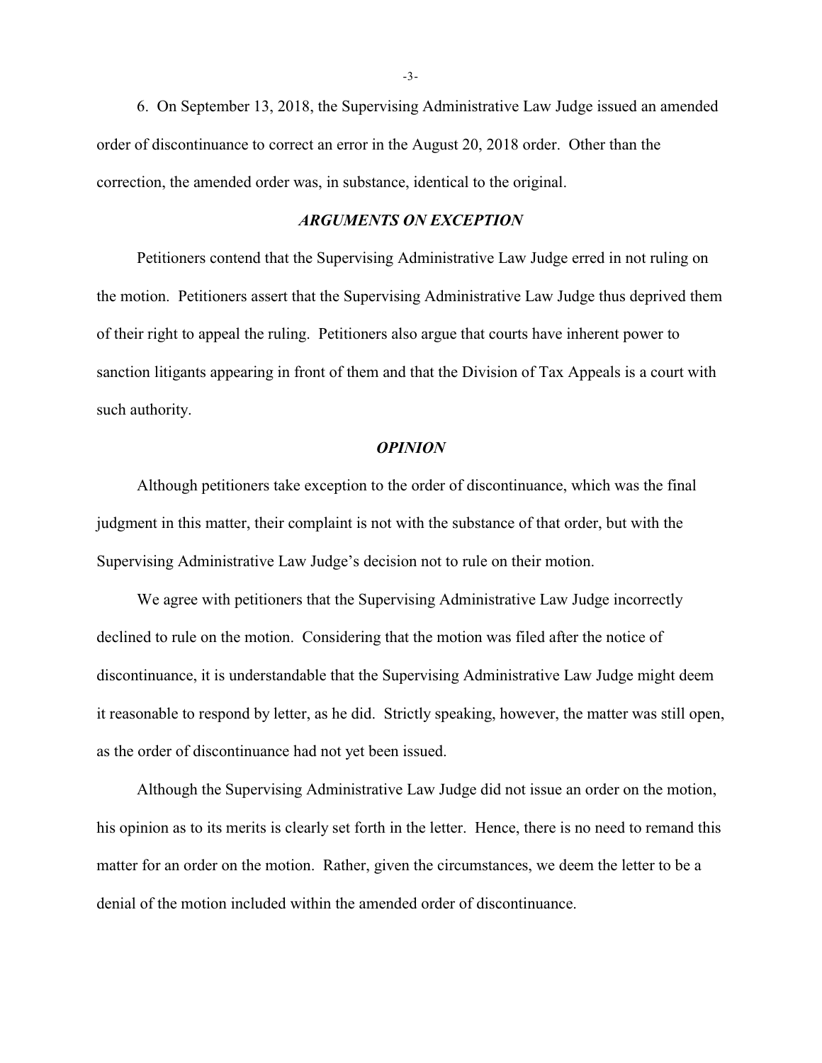6. On September 13, 2018, the Supervising Administrative Law Judge issued an amended order of discontinuance to correct an error in the August 20, 2018 order. Other than the correction, the amended order was, in substance, identical to the original.

### *ARGUMENTS ON EXCEPTION*

Petitioners contend that the Supervising Administrative Law Judge erred in not ruling on the motion. Petitioners assert that the Supervising Administrative Law Judge thus deprived them of their right to appeal the ruling. Petitioners also argue that courts have inherent power to sanction litigants appearing in front of them and that the Division of Tax Appeals is a court with such authority.

### *OPINION*

Although petitioners take exception to the order of discontinuance, which was the final judgment in this matter, their complaint is not with the substance of that order, but with the Supervising Administrative Law Judge's decision not to rule on their motion.

We agree with petitioners that the Supervising Administrative Law Judge incorrectly declined to rule on the motion. Considering that the motion was filed after the notice of discontinuance, it is understandable that the Supervising Administrative Law Judge might deem it reasonable to respond by letter, as he did. Strictly speaking, however, the matter was still open, as the order of discontinuance had not yet been issued.

Although the Supervising Administrative Law Judge did not issue an order on the motion, his opinion as to its merits is clearly set forth in the letter. Hence, there is no need to remand this matter for an order on the motion. Rather, given the circumstances, we deem the letter to be a denial of the motion included within the amended order of discontinuance.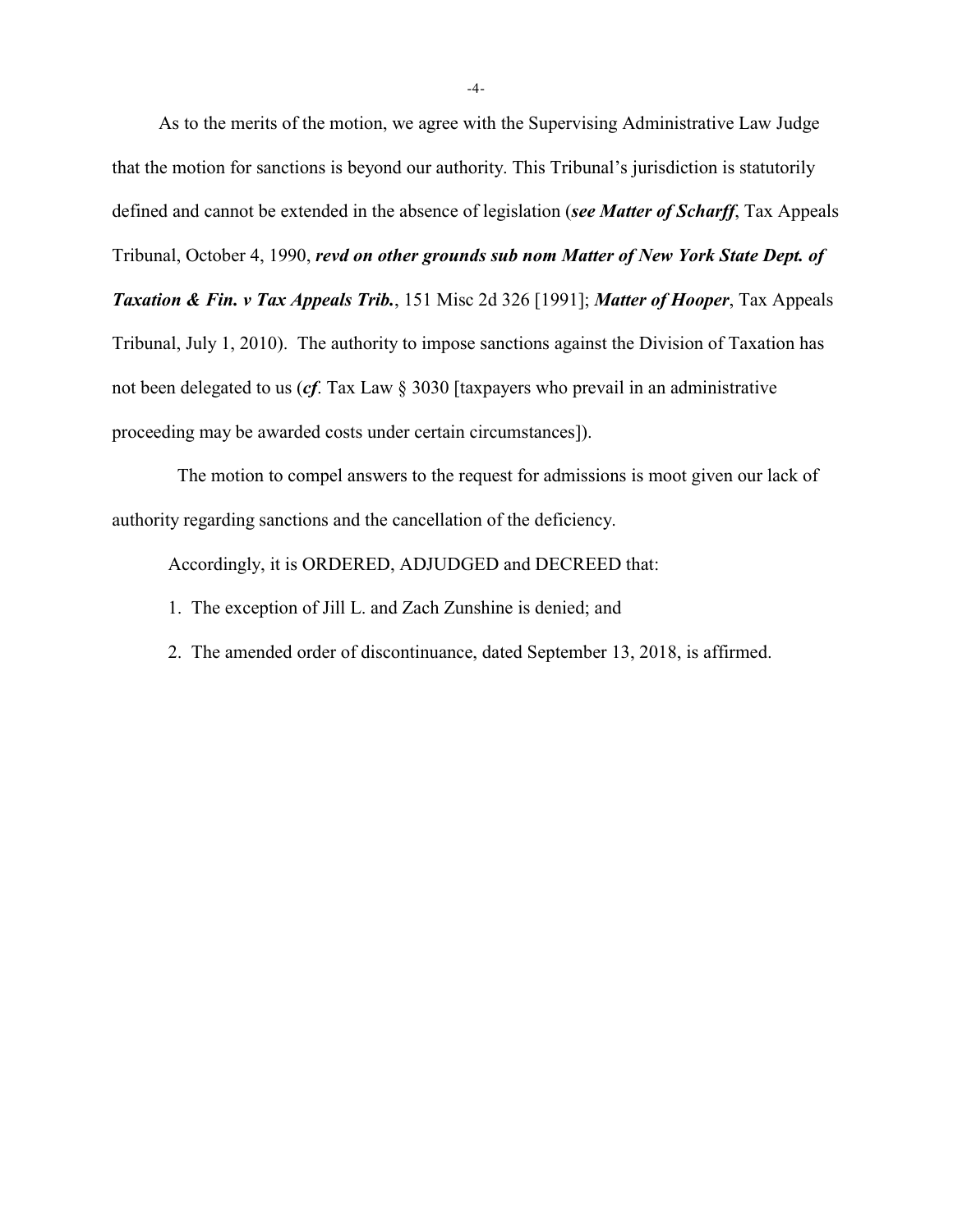As to the merits of the motion, we agree with the Supervising Administrative Law Judge that the motion for sanctions is beyond our authority. This Tribunal's jurisdiction is statutorily defined and cannot be extended in the absence of legislation (***see Matter of Scharff***, Tax Appeals Tribunal, October 4, 1990, ***revd on other grounds sub nom Matter of New York State Dept. of Taxation & Fin. v Tax Appeals Trib.***, 151 Misc 2d 326 [1991]; ***Matter of Hooper***, Tax Appeals Tribunal, July 1, 2010). The authority to impose sanctions against the Division of Taxation has not been delegated to us (***cf***. Tax Law § 3030 [taxpayers who prevail in an administrative proceeding may be awarded costs under certain circumstances]).

The motion to compel answers to the request for admissions is moot given our lack of authority regarding sanctions and the cancellation of the deficiency.

Accordingly, it is ORDERED, ADJUDGED and DECREED that:

1. The exception of Jill L. and Zach Zunshine is denied; and
2. The amended order of discontinuance, dated September 13, 2018, is affirmed.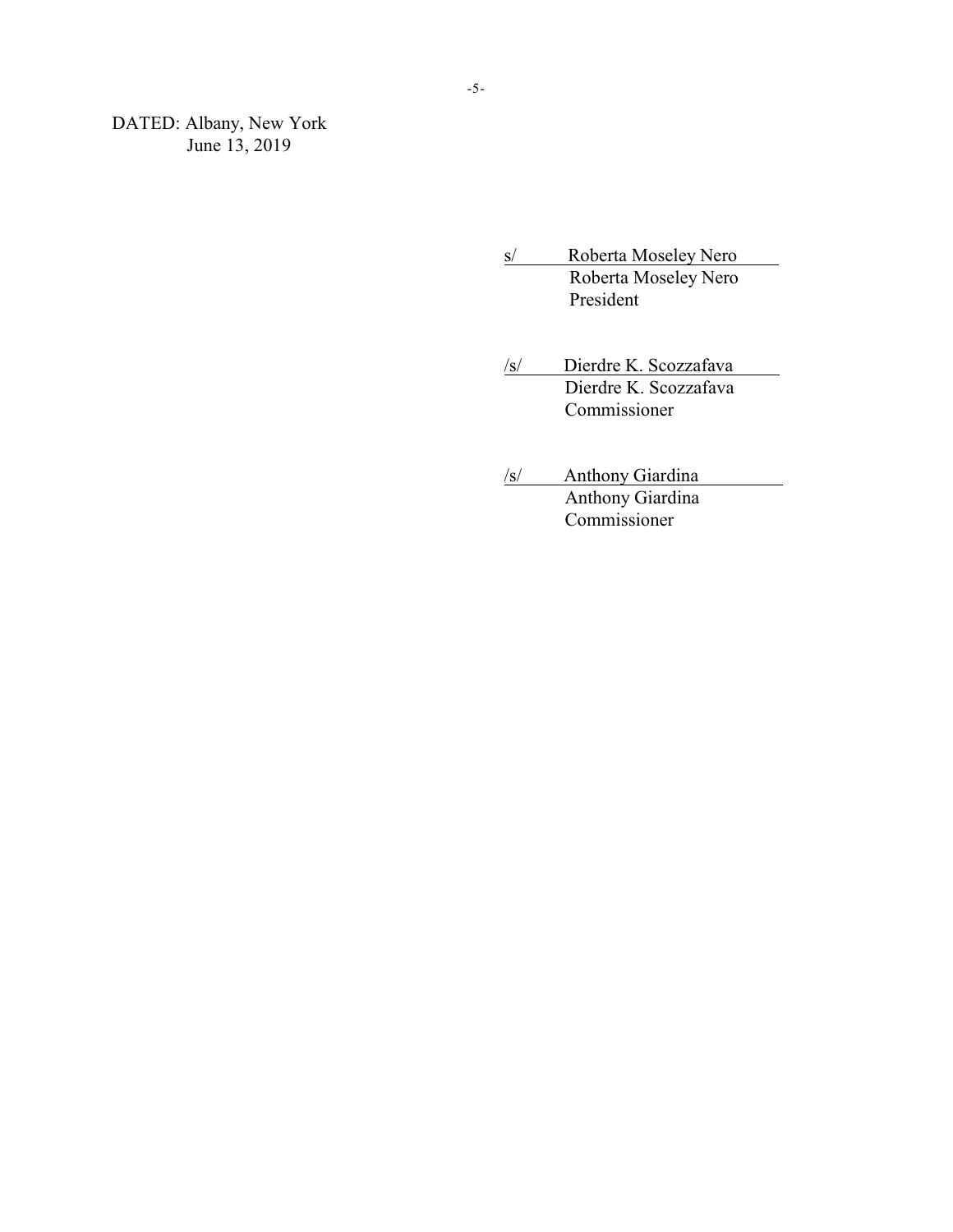DATED: Albany, New York
June 13, 2019

s/ Roberta Moseley Nero
Roberta Moseley Nero
President

/s/ Dierdre K. Scozzafava
Dierdre K. Scozzafava
Commissioner

/s/ Anthony Giardina
Anthony Giardina
Commissioner